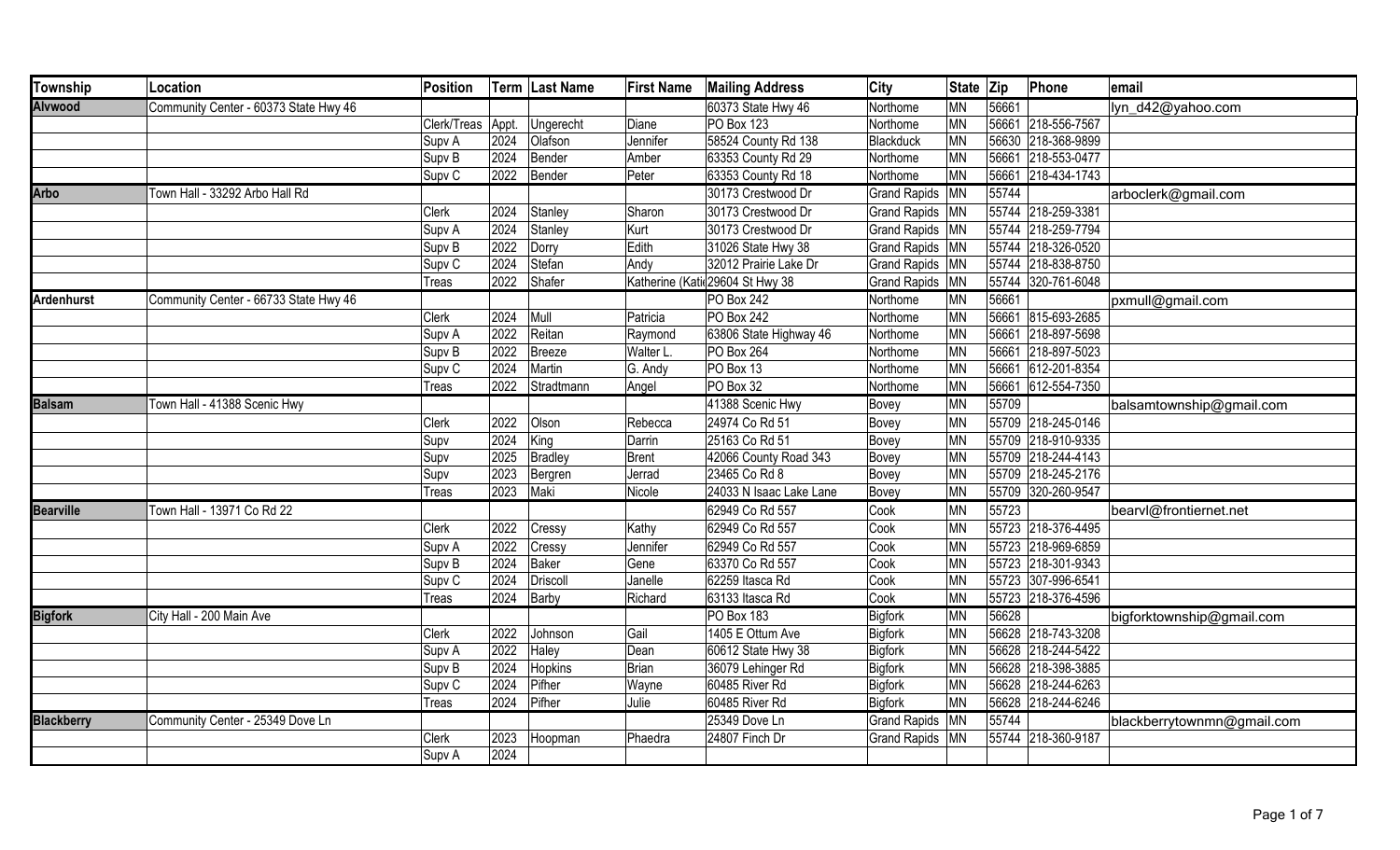| Township | Location | Position | Term | Last Name | First Name | Mailing Address | City | State | Zip | Phone | email |
|---|---|---|---|---|---|---|---|---|---|---|---|
| **Alvwood** | Community Center - 60373 State Hwy 46 | | | | | 60373 State Hwy 46 | Northome | MN | 56661 | | lyn_d42@yahoo.com |
| | | Clerk/Treas | Appt. | Ungerecht | Diane | PO Box 123 | Northome | MN | 56661 | 218-556-7567 | |
| | | Supv A | 2024 | Olafson | Jennifer | 58524 County Rd 138 | Blackduck | MN | 56630 | 218-368-9899 | |
| | | Supv B | 2024 | Bender | Amber | 63353 County Rd 29 | Northome | MN | 56661 | 218-553-0477 | |
| | | Supv C | 2022 | Bender | Peter | 63353 County Rd 18 | Northome | MN | 56661 | 218-434-1743 | |
| **Arbo** | Town Hall - 33292 Arbo Hall Rd | | | | | 30173 Crestwood Dr | Grand Rapids | MN | 55744 | | arboclerk@gmail.com |
| | | Clerk | 2024 | Stanley | Sharon | 30173 Crestwood Dr | Grand Rapids | MN | 55744 | 218-259-3381 | |
| | | Supv A | 2024 | Stanley | Kurt | 30173 Crestwood Dr | Grand Rapids | MN | 55744 | 218-259-7794 | |
| | | Supv B | 2022 | Dorry | Edith | 31026 State Hwy 38 | Grand Rapids | MN | 55744 | 218-326-0520 | |
| | | Supv C | 2024 | Stefan | Andy | 32012 Prairie Lake Dr | Grand Rapids | MN | 55744 | 218-838-8750 | |
| | | Treas | 2022 | Shafer | Katherine (Kati | 29604 St Hwy 38 | Grand Rapids | MN | 55744 | 320-761-6048 | |
| **Ardenhurst** | Community Center - 66733 State Hwy 46 | | | | | PO Box 242 | Northome | MN | 56661 | | pxmull@gmail.com |
| | | Clerk | 2024 | Mull | Patricia | PO Box 242 | Northome | MN | 56661 | 815-693-2685 | |
| | | Supv A | 2022 | Reitan | Raymond | 63806 State Highway 46 | Northome | MN | 56661 | 218-897-5698 | |
| | | Supv B | 2022 | Breeze | Walter L. | PO Box 264 | Northome | MN | 56661 | 218-897-5023 | |
| | | Supv C | 2024 | Martin | G. Andy | PO Box 13 | Northome | MN | 56661 | 612-201-8354 | |
| | | Treas | 2022 | Stradtmann | Angel | PO Box 32 | Northome | MN | 56661 | 612-554-7350 | |
| **Balsam** | Town Hall - 41388 Scenic Hwy | | | | | 41388 Scenic Hwy | Bovey | MN | 55709 | | balsamtownship@gmail.com |
| | | Clerk | 2022 | Olson | Rebecca | 24974 Co Rd 51 | Bovey | MN | 55709 | 218-245-0146 | |
| | | Supv | 2024 | King | Darrin | 25163 Co Rd 51 | Bovey | MN | 55709 | 218-910-9335 | |
| | | Supv | 2025 | Bradley | Brent | 42066 County Road 343 | Bovey | MN | 55709 | 218-244-4143 | |
| | | Supv | 2023 | Bergren | Jerrad | 23465 Co Rd 8 | Bovey | MN | 55709 | 218-245-2176 | |
| | | Treas | 2023 | Maki | Nicole | 24033 N Isaac Lake Lane | Bovey | MN | 55709 | 320-260-9547 | |
| **Bearville** | Town Hall - 13971 Co Rd 22 | | | | | 62949 Co Rd 557 | Cook | MN | 55723 | | bearvl@frontiernet.net |
| | | Clerk | 2022 | Cressy | Kathy | 62949 Co Rd 557 | Cook | MN | 55723 | 218-376-4495 | |
| | | Supv A | 2022 | Cressy | Jennifer | 62949 Co Rd 557 | Cook | MN | 55723 | 218-969-6859 | |
| | | Supv B | 2024 | Baker | Gene | 63370 Co Rd 557 | Cook | MN | 55723 | 218-301-9343 | |
| | | Supv C | 2024 | Driscoll | Janelle | 62259 Itasca Rd | Cook | MN | 55723 | 307-996-6541 | |
| | | Treas | 2024 | Barby | Richard | 63133 Itasca Rd | Cook | MN | 55723 | 218-376-4596 | |
| **Bigfork** | City Hall - 200 Main Ave | | | | | PO Box 183 | Bigfork | MN | 56628 | | bigforktownship@gmail.com |
| | | Clerk | 2022 | Johnson | Gail | 1405 E Ottum Ave | Bigfork | MN | 56628 | 218-743-3208 | |
| | | Supv A | 2022 | Haley | Dean | 60612 State Hwy 38 | Bigfork | MN | 56628 | 218-244-5422 | |
| | | Supv B | 2024 | Hopkins | Brian | 36079 Lehinger Rd | Bigfork | MN | 56628 | 218-398-3885 | |
| | | Supv C | 2024 | Pifher | Wayne | 60485 River Rd | Bigfork | MN | 56628 | 218-244-6263 | |
| | | Treas | 2024 | Pifher | Julie | 60485 River Rd | Bigfork | MN | 56628 | 218-244-6246 | |
| **Blackberry** | Community Center - 25349 Dove Ln | | | | | 25349 Dove Ln | Grand Rapids | MN | 55744 | | blackberrytownmn@gmail.com |
| | | Clerk | 2023 | Hoopman | Phaedra | 24807 Finch Dr | Grand Rapids | MN | 55744 | 218-360-9187 | |
| | | Supv A | 2024 | | | | | | | | |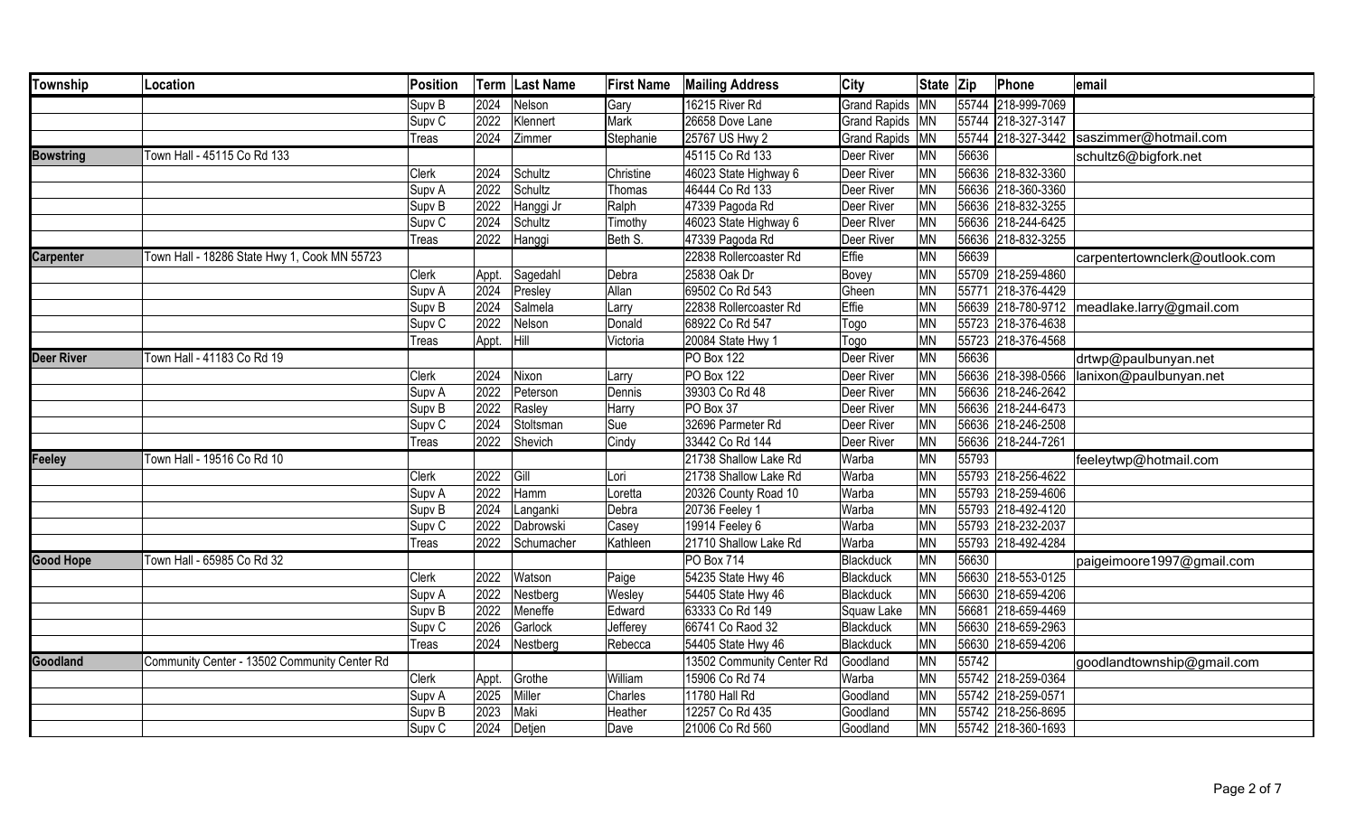| Township | Location | Position | Term | Last Name | First Name | Mailing Address | City | State | Zip | Phone | email |
|---|---|---|---|---|---|---|---|---|---|---|---|
| | | Supv B | 2024 | Nelson | Gary | 16215 River Rd | Grand Rapids | MN | 55744 | 218-999-7069 | |
| | | Supv C | 2022 | Klennert | Mark | 26658 Dove Lane | Grand Rapids | MN | 55744 | 218-327-3147 | |
| | | Treas | 2024 | Zimmer | Stephanie | 25767 US Hwy 2 | Grand Rapids | MN | 55744 | 218-327-3442 | saszimmer@hotmail.com |
| **Bowstring** | Town Hall - 45115 Co Rd 133 | | | | | 45115 Co Rd 133 | Deer River | MN | 56636 | | schultz6@bigfork.net |
| | | Clerk | 2024 | Schultz | Christine | 46023 State Highway 6 | Deer River | MN | 56636 | 218-832-3360 | |
| | | Supv A | 2022 | Schultz | Thomas | 46444 Co Rd 133 | Deer River | MN | 56636 | 218-360-3360 | |
| | | Supv B | 2022 | Hanggi Jr | Ralph | 47339 Pagoda Rd | Deer River | MN | 56636 | 218-832-3255 | |
| | | Supv C | 2024 | Schultz | Timothy | 46023 State Highway 6 | Deer RIver | MN | 56636 | 218-244-6425 | |
| | | Treas | 2022 | Hanggi | Beth S. | 47339 Pagoda Rd | Deer River | MN | 56636 | 218-832-3255 | |
| **Carpenter** | Town Hall - 18286 State Hwy 1, Cook MN 55723 | | | | | 22838 Rollercoaster Rd | Effie | MN | 56639 | | carpentertownclerk@outlook.com |
| | | Clerk | Appt. | Sagedahl | Debra | 25838 Oak Dr | Bovey | MN | 55709 | 218-259-4860 | |
| | | Supv A | 2024 | Presley | Allan | 69502 Co Rd 543 | Gheen | MN | 55771 | 218-376-4429 | |
| | | Supv B | 2024 | Salmela | Larry | 22838 Rollercoaster Rd | Effie | MN | 56639 | 218-780-9712 | meadlake.larry@gmail.com |
| | | Supv C | 2022 | Nelson | Donald | 68922 Co Rd 547 | Togo | MN | 55723 | 218-376-4638 | |
| | | Treas | Appt. | Hill | Victoria | 20084 State Hwy 1 | Togo | MN | 55723 | 218-376-4568 | |
| **Deer River** | Town Hall - 41183 Co Rd 19 | | | | | PO Box 122 | Deer River | MN | 56636 | | drtwp@paulbunyan.net |
| | | Clerk | 2024 | Nixon | Larry | PO Box 122 | Deer River | MN | 56636 | 218-398-0566 | lanixon@paulbunyan.net |
| | | Supv A | 2022 | Peterson | Dennis | 39303 Co Rd 48 | Deer River | MN | 56636 | 218-246-2642 | |
| | | Supv B | 2022 | Rasley | Harry | PO Box 37 | Deer River | MN | 56636 | 218-244-6473 | |
| | | Supv C | 2024 | Stoltsman | Sue | 32696 Parmeter Rd | Deer River | MN | 56636 | 218-246-2508 | |
| | | Treas | 2022 | Shevich | Cindy | 33442 Co Rd 144 | Deer River | MN | 56636 | 218-244-7261 | |
| **Feeley** | Town Hall - 19516 Co Rd 10 | | | | | 21738 Shallow Lake Rd | Warba | MN | 55793 | | feeleytwp@hotmail.com |
| | | Clerk | 2022 | Gill | Lori | 21738 Shallow Lake Rd | Warba | MN | 55793 | 218-256-4622 | |
| | | Supv A | 2022 | Hamm | Loretta | 20326 County Road 10 | Warba | MN | 55793 | 218-259-4606 | |
| | | Supv B | 2024 | Langanki | Debra | 20736 Feeley 1 | Warba | MN | 55793 | 218-492-4120 | |
| | | Supv C | 2022 | Dabrowski | Casey | 19914 Feeley 6 | Warba | MN | 55793 | 218-232-2037 | |
| | | Treas | 2022 | Schumacher | Kathleen | 21710 Shallow Lake Rd | Warba | MN | 55793 | 218-492-4284 | |
| **Good Hope** | Town Hall - 65985 Co Rd 32 | | | | | PO Box 714 | Blackduck | MN | 56630 | | paigeimoore1997@gmail.com |
| | | Clerk | 2022 | Watson | Paige | 54235 State Hwy 46 | Blackduck | MN | 56630 | 218-553-0125 | |
| | | Supv A | 2022 | Nestberg | Wesley | 54405 State Hwy 46 | Blackduck | MN | 56630 | 218-659-4206 | |
| | | Supv B | 2022 | Meneffe | Edward | 63333 Co Rd 149 | Squaw Lake | MN | 56681 | 218-659-4469 | |
| | | Supv C | 2026 | Garlock | Jefferey | 66741 Co Raod 32 | Blackduck | MN | 56630 | 218-659-2963 | |
| | | Treas | 2024 | Nestberg | Rebecca | 54405 State Hwy 46 | Blackduck | MN | 56630 | 218-659-4206 | |
| **Goodland** | Community Center - 13502 Community Center Rd | | | | | 13502 Community Center Rd | Goodland | MN | 55742 | | goodlandtownship@gmail.com |
| | | Clerk | Appt. | Grothe | William | 15906 Co Rd 74 | Warba | MN | 55742 | 218-259-0364 | |
| | | Supv A | 2025 | Miller | Charles | 11780 Hall Rd | Goodland | MN | 55742 | 218-259-0571 | |
| | | Supv B | 2023 | Maki | Heather | 12257 Co Rd 435 | Goodland | MN | 55742 | 218-256-8695 | |
| | | Supv C | 2024 | Detjen | Dave | 21006 Co Rd 560 | Goodland | MN | 55742 | 218-360-1693 | |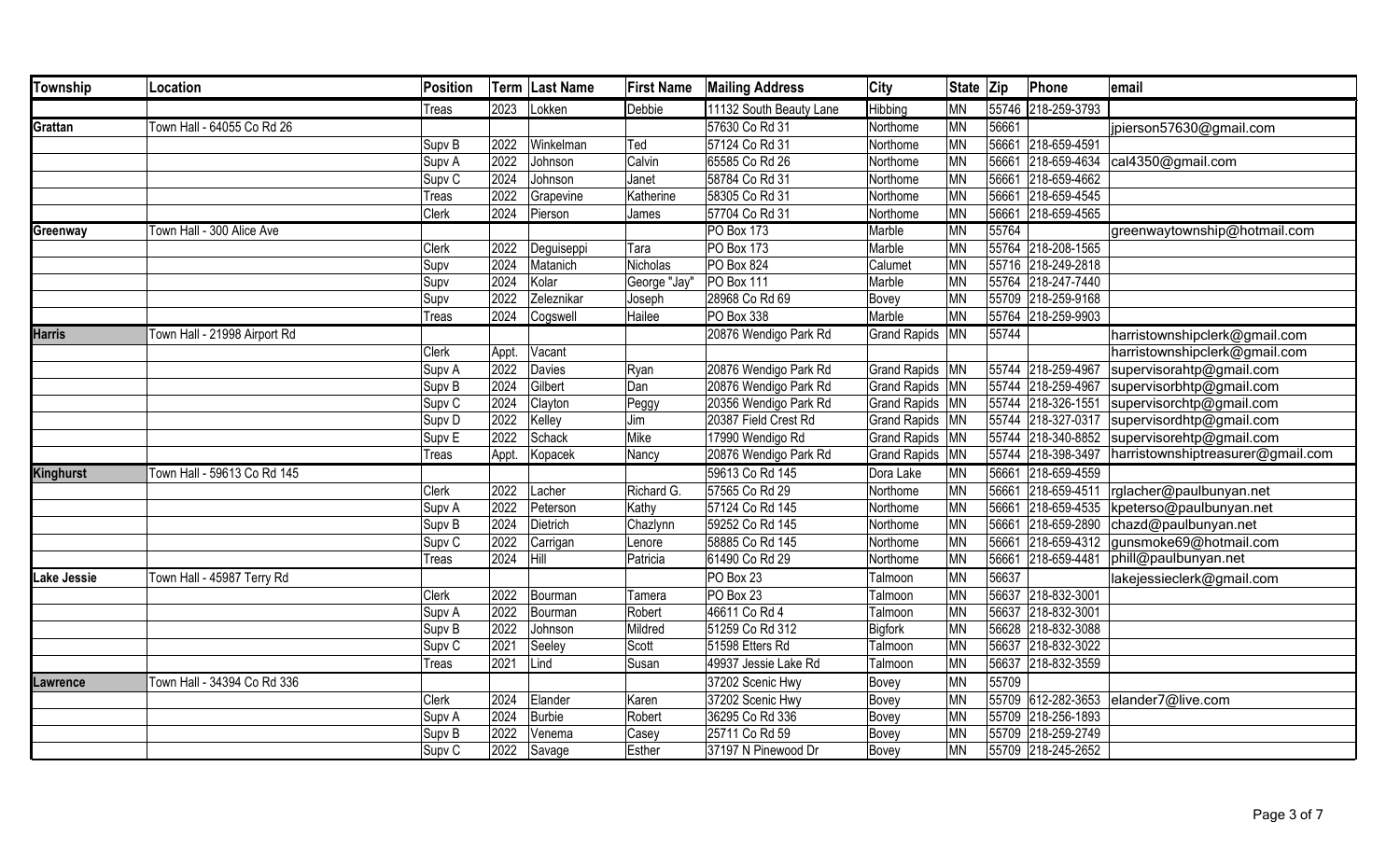| Township | Location | Position | Term | Last Name | First Name | Mailing Address | City | State | Zip | Phone | email |
|---|---|---|---|---|---|---|---|---|---|---|---|
| | | Treas | 2023 | Lokken | Debbie | 11132 South Beauty Lane | Hibbing | MN | 55746 | 218-259-3793 | |
| **Grattan** | Town Hall - 64055 Co Rd 26 | | | | | 57630 Co Rd 31 | Northome | MN | 56661 | | jpierson57630@gmail.com |
| | | Supv B | 2022 | Winkelman | Ted | 57124 Co Rd 31 | Northome | MN | 56661 | 218-659-4591 | |
| | | Supv A | 2022 | Johnson | Calvin | 65585 Co Rd 26 | Northome | MN | 56661 | 218-659-4634 | cal4350@gmail.com |
| | | Supv C | 2024 | Johnson | Janet | 58784 Co Rd 31 | Northome | MN | 56661 | 218-659-4662 | |
| | | Treas | 2022 | Grapevine | Katherine | 58305 Co Rd 31 | Northome | MN | 56661 | 218-659-4545 | |
| | | Clerk | 2024 | Pierson | James | 57704 Co Rd 31 | Northome | MN | 56661 | 218-659-4565 | |
| **Greenway** | Town Hall - 300 Alice Ave | | | | | PO Box 173 | Marble | MN | 55764 | | greenwaytownship@hotmail.com |
| | | Clerk | 2022 | Deguiseppi | Tara | PO Box 173 | Marble | MN | 55764 | 218-208-1565 | |
| | | Supv | 2024 | Matanich | Nicholas | PO Box 824 | Calumet | MN | 55716 | 218-249-2818 | |
| | | Supv | 2024 | Kolar | George "Jay" | PO Box 111 | Marble | MN | 55764 | 218-247-7440 | |
| | | Supv | 2022 | Zeleznikar | Joseph | 28968 Co Rd 69 | Bovey | MN | 55709 | 218-259-9168 | |
| | | Treas | 2024 | Cogswell | Hailee | PO Box 338 | Marble | MN | 55764 | 218-259-9903 | |
| **Harris** | Town Hall - 21998 Airport Rd | | | | | 20876 Wendigo Park Rd | Grand Rapids | MN | 55744 | | harristownshipclerk@gmail.com |
| | | Clerk | Appt. | Vacant | | | | | | | harristownshipclerk@gmail.com |
| | | Supv A | 2022 | Davies | Ryan | 20876 Wendigo Park Rd | Grand Rapids | MN | 55744 | 218-259-4967 | supervisorahtp@gmail.com |
| | | Supv B | 2024 | Gilbert | Dan | 20876 Wendigo Park Rd | Grand Rapids | MN | 55744 | 218-259-4967 | supervisorbhtp@gmail.com |
| | | Supv C | 2024 | Clayton | Peggy | 20356 Wendigo Park Rd | Grand Rapids | MN | 55744 | 218-326-1551 | supervisorchtp@gmail.com |
| | | Supv D | 2022 | Kelley | Jim | 20387 Field Crest Rd | Grand Rapids | MN | 55744 | 218-327-0317 | supervisordhtp@gmail.com |
| | | Supv E | 2022 | Schack | Mike | 17990 Wendigo Rd | Grand Rapids | MN | 55744 | 218-340-8852 | supervisorehtp@gmail.com |
| | | Treas | Appt. | Kopacek | Nancy | 20876 Wendigo Park Rd | Grand Rapids | MN | 55744 | 218-398-3497 | harristownshiptreasurer@gmail.com |
| **Kinghurst** | Town Hall - 59613 Co Rd 145 | | | | | 59613 Co Rd 145 | Dora Lake | MN | 56661 | 218-659-4559 | |
| | | Clerk | 2022 | Lacher | Richard G. | 57565 Co Rd 29 | Northome | MN | 56661 | 218-659-4511 | rglacher@paulbunyan.net |
| | | Supv A | 2022 | Peterson | Kathy | 57124 Co Rd 145 | Northome | MN | 56661 | 218-659-4535 | kpeterso@paulbunyan.net |
| | | Supv B | 2024 | Dietrich | Chazlynn | 59252 Co Rd 145 | Northome | MN | 56661 | 218-659-2890 | chazd@paulbunyan.net |
| | | Supv C | 2022 | Carrigan | Lenore | 58885 Co Rd 145 | Northome | MN | 56661 | 218-659-4312 | gunsmoke69@hotmail.com |
| | | Treas | 2024 | Hill | Patricia | 61490 Co Rd 29 | Northome | MN | 56661 | 218-659-4481 | phill@paulbunyan.net |
| **Lake Jessie** | Town Hall - 45987 Terry Rd | | | | | PO Box 23 | Talmoon | MN | 56637 | | lakejessieclerk@gmail.com |
| | | Clerk | 2022 | Bourman | Tamera | PO Box 23 | Talmoon | MN | 56637 | 218-832-3001 | |
| | | Supv A | 2022 | Bourman | Robert | 46611 Co Rd 4 | Talmoon | MN | 56637 | 218-832-3001 | |
| | | Supv B | 2022 | Johnson | Mildred | 51259 Co Rd 312 | Bigfork | MN | 56628 | 218-832-3088 | |
| | | Supv C | 2021 | Seeley | Scott | 51598 Etters Rd | Talmoon | MN | 56637 | 218-832-3022 | |
| | | Treas | 2021 | Lind | Susan | 49937 Jessie Lake Rd | Talmoon | MN | 56637 | 218-832-3559 | |
| **Lawrence** | Town Hall - 34394 Co Rd 336 | | | | | 37202 Scenic Hwy | Bovey | MN | 55709 | | |
| | | Clerk | 2024 | Elander | Karen | 37202 Scenic Hwy | Bovey | MN | 55709 | 612-282-3653 | elander7@live.com |
| | | Supv A | 2024 | Burbie | Robert | 36295 Co Rd 336 | Bovey | MN | 55709 | 218-256-1893 | |
| | | Supv B | 2022 | Venema | Casey | 25711 Co Rd 59 | Bovey | MN | 55709 | 218-259-2749 | |
| | | Supv C | 2022 | Savage | Esther | 37197 N Pinewood Dr | Bovey | MN | 55709 | 218-245-2652 | |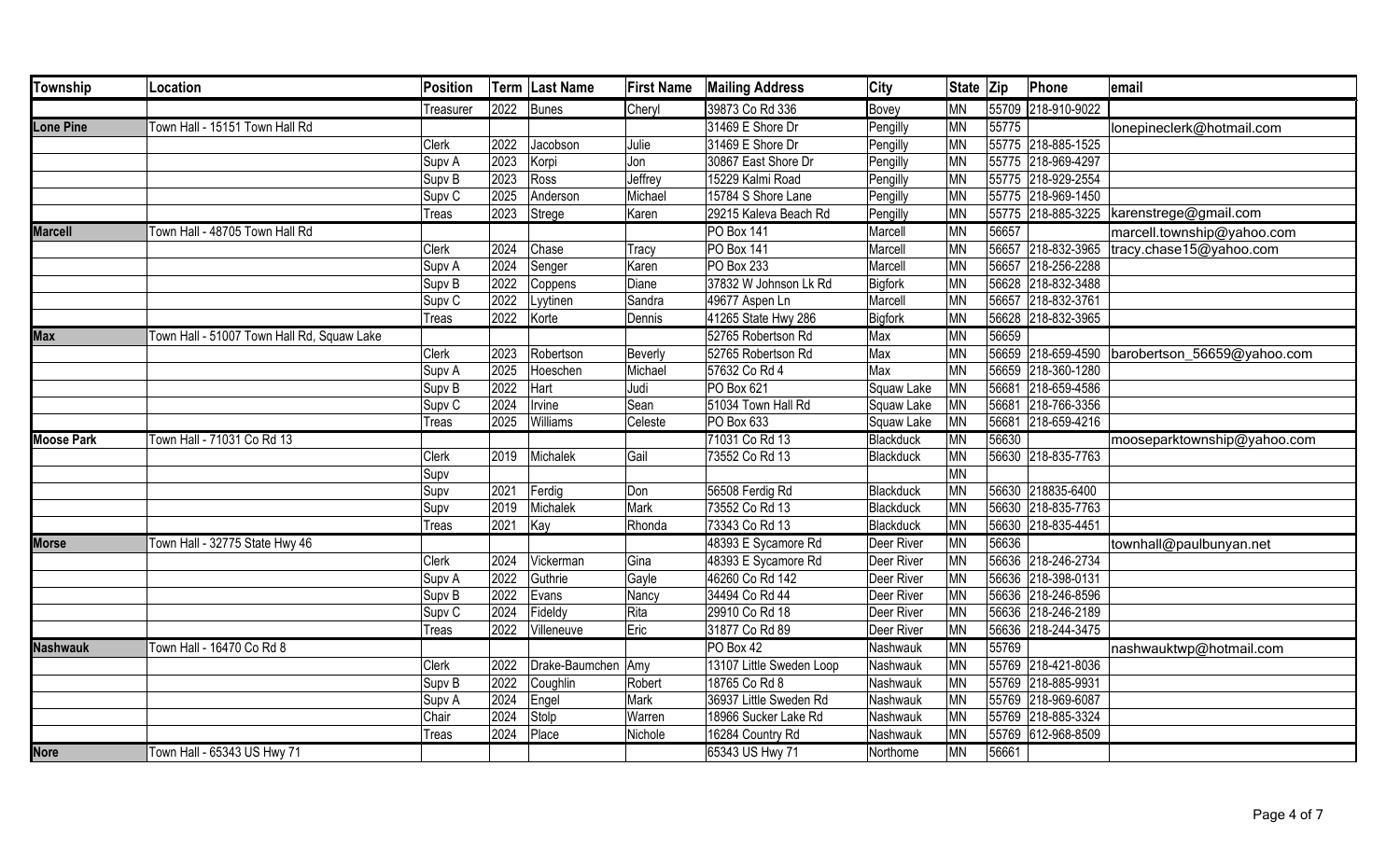| Township | Location | Position | Term | Last Name | First Name | Mailing Address | City | State | Zip | Phone | email |
|---|---|---|---|---|---|---|---|---|---|---|---|
| | | Treasurer | 2022 | Bunes | Cheryl | 39873 Co Rd 336 | Bovey | MN | 55709 | 218-910-9022 | |
| **Lone Pine** | Town Hall - 15151 Town Hall Rd | | | | | 31469 E Shore Dr | Pengilly | MN | 55775 | | lonepineclerk@hotmail.com |
| | | Clerk | 2022 | Jacobson | Julie | 31469 E Shore Dr | Pengilly | MN | 55775 | 218-885-1525 | |
| | | Supv A | 2023 | Korpi | Jon | 30867 East Shore Dr | Pengilly | MN | 55775 | 218-969-4297 | |
| | | Supv B | 2023 | Ross | Jeffrey | 15229 Kalmi Road | Pengilly | MN | 55775 | 218-929-2554 | |
| | | Supv C | 2025 | Anderson | Michael | 15784 S Shore Lane | Pengilly | MN | 55775 | 218-969-1450 | |
| | | Treas | 2023 | Strege | Karen | 29215 Kaleva Beach Rd | Pengilly | MN | 55775 | 218-885-3225 | karenstrege@gmail.com |
| **Marcell** | Town Hall - 48705 Town Hall Rd | | | | | PO Box 141 | Marcell | MN | 56657 | | marcell.township@yahoo.com |
| | | Clerk | 2024 | Chase | Tracy | PO Box 141 | Marcell | MN | 56657 | 218-832-3965 | tracy.chase15@yahoo.com |
| | | Supv A | 2024 | Senger | Karen | PO Box 233 | Marcell | MN | 56657 | 218-256-2288 | |
| | | Supv B | 2022 | Coppens | Diane | 37832 W Johnson Lk Rd | Bigfork | MN | 56628 | 218-832-3488 | |
| | | Supv C | 2022 | Lyytinen | Sandra | 49677 Aspen Ln | Marcell | MN | 56657 | 218-832-3761 | |
| | | Treas | 2022 | Korte | Dennis | 41265 State Hwy 286 | Bigfork | MN | 56628 | 218-832-3965 | |
| **Max** | Town Hall - 51007 Town Hall Rd, Squaw Lake | | | | | 52765 Robertson Rd | Max | MN | 56659 | | |
| | | Clerk | 2023 | Robertson | Beverly | 52765 Robertson Rd | Max | MN | 56659 | 218-659-4590 | barobertson_56659@yahoo.com |
| | | Supv A | 2025 | Hoeschen | Michael | 57632 Co Rd 4 | Max | MN | 56659 | 218-360-1280 | |
| | | Supv B | 2022 | Hart | Judi | PO Box 621 | Squaw Lake | MN | 56681 | 218-659-4586 | |
| | | Supv C | 2024 | Irvine | Sean | 51034 Town Hall Rd | Squaw Lake | MN | 56681 | 218-766-3356 | |
| | | Treas | 2025 | Williams | Celeste | PO Box 633 | Squaw Lake | MN | 56681 | 218-659-4216 | |
| **Moose Park** | Town Hall - 71031 Co Rd 13 | | | | | 71031 Co Rd 13 | Blackduck | MN | 56630 | | mooseparktownship@yahoo.com |
| | | Clerk | 2019 | Michalek | Gail | 73552 Co Rd 13 | Blackduck | MN | 56630 | 218-835-7763 | |
| | | Supv | | | | | | MN | | | |
| | | Supv | 2021 | Ferdig | Don | 56508 Ferdig Rd | Blackduck | MN | 56630 | 218835-6400 | |
| | | Supv | 2019 | Michalek | Mark | 73552 Co Rd 13 | Blackduck | MN | 56630 | 218-835-7763 | |
| | | Treas | 2021 | Kay | Rhonda | 73343 Co Rd 13 | Blackduck | MN | 56630 | 218-835-4451 | |
| **Morse** | Town Hall - 32775 State Hwy 46 | | | | | 48393 E Sycamore Rd | Deer River | MN | 56636 | | townhall@paulbunyan.net |
| | | Clerk | 2024 | Vickerman | Gina | 48393 E Sycamore Rd | Deer River | MN | 56636 | 218-246-2734 | |
| | | Supv A | 2022 | Guthrie | Gayle | 46260 Co Rd 142 | Deer River | MN | 56636 | 218-398-0131 | |
| | | Supv B | 2022 | Evans | Nancy | 34494 Co Rd 44 | Deer River | MN | 56636 | 218-246-8596 | |
| | | Supv C | 2024 | Fideldy | Rita | 29910 Co Rd 18 | Deer River | MN | 56636 | 218-246-2189 | |
| | | Treas | 2022 | Villeneuve | Eric | 31877 Co Rd 89 | Deer River | MN | 56636 | 218-244-3475 | |
| **Nashwauk** | Town Hall - 16470 Co Rd 8 | | | | | PO Box 42 | Nashwauk | MN | 55769 | | nashwauktwp@hotmail.com |
| | | Clerk | 2022 | Drake-Baumchen | Amy | 13107 Little Sweden Loop | Nashwauk | MN | 55769 | 218-421-8036 | |
| | | Supv B | 2022 | Coughlin | Robert | 18765 Co Rd 8 | Nashwauk | MN | 55769 | 218-885-9931 | |
| | | Supv A | 2024 | Engel | Mark | 36937 Little Sweden Rd | Nashwauk | MN | 55769 | 218-969-6087 | |
| | | Chair | 2024 | Stolp | Warren | 18966 Sucker Lake Rd | Nashwauk | MN | 55769 | 218-885-3324 | |
| | | Treas | 2024 | Place | Nichole | 16284 Country Rd | Nashwauk | MN | 55769 | 612-968-8509 | |
| **Nore** | Town Hall - 65343 US Hwy 71 | | | | | 65343 US Hwy 71 | Northome | MN | 56661 | | |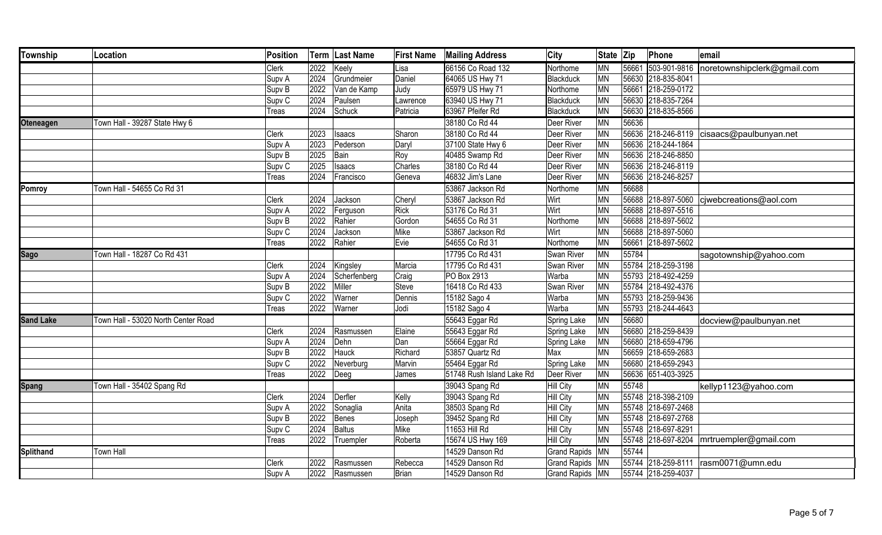| Township | Location | Position | Term | Last Name | First Name | Mailing Address | City | State | Zip | Phone | email |
|---|---|---|---|---|---|---|---|---|---|---|---|
| | | Clerk | 2022 | Keely | Lisa | 66156 Co Road 132 | Northome | MN | 56661 | 503-901-9816 | noretownshipclerk@gmail.com |
| | | Supv A | 2024 | Grundmeier | Daniel | 64065 US Hwy 71 | Blackduck | MN | 56630 | 218-835-8041 | |
| | | Supv B | 2022 | Van de Kamp | Judy | 65979 US Hwy 71 | Northome | MN | 56661 | 218-259-0172 | |
| | | Supv C | 2024 | Paulsen | Lawrence | 63940 US Hwy 71 | Blackduck | MN | 56630 | 218-835-7264 | |
| | | Treas | 2024 | Schuck | Patricia | 63967 Pfeifer Rd | Blackduck | MN | 56630 | 218-835-8566 | |
| **Oteneagen** | Town Hall - 39287 State Hwy 6 | | | | | 38180 Co Rd 44 | Deer River | MN | 56636 | | |
| | | Clerk | 2023 | Isaacs | Sharon | 38180 Co Rd 44 | Deer River | MN | 56636 | 218-246-8119 | cisaacs@paulbunyan.net |
| | | Supv A | 2023 | Pederson | Daryl | 37100 State Hwy 6 | Deer River | MN | 56636 | 218-244-1864 | |
| | | Supv B | 2025 | Bain | Roy | 40485 Swamp Rd | Deer River | MN | 56636 | 218-246-8850 | |
| | | Supv C | 2025 | Isaacs | Charles | 38180 Co Rd 44 | Deer River | MN | 56636 | 218-246-8119 | |
| | | Treas | 2024 | Francisco | Geneva | 46832 Jim's Lane | Deer River | MN | 56636 | 218-246-8257 | |
| **Pomroy** | Town Hall - 54655 Co Rd 31 | | | | | 53867 Jackson Rd | Northome | MN | 56688 | | |
| | | Clerk | 2024 | Jackson | Cheryl | 53867 Jackson Rd | Wirt | MN | 56688 | 218-897-5060 | cjwebcreations@aol.com |
| | | Supv A | 2022 | Ferguson | Rick | 53176 Co Rd 31 | Wirt | MN | 56688 | 218-897-5516 | |
| | | Supv B | 2022 | Rahier | Gordon | 54655 Co Rd 31 | Northome | MN | 56688 | 218-897-5602 | |
| | | Supv C | 2024 | Jackson | Mike | 53867 Jackson Rd | Wirt | MN | 56688 | 218-897-5060 | |
| | | Treas | 2022 | Rahier | Evie | 54655 Co Rd 31 | Northome | MN | 56661 | 218-897-5602 | |
| **Sago** | Town Hall - 18287 Co Rd 431 | | | | | 17795 Co Rd 431 | Swan River | MN | 55784 | | sagotownship@yahoo.com |
| | | Clerk | 2024 | Kingsley | Marcia | 17795 Co Rd 431 | Swan River | MN | 55784 | 218-259-3198 | |
| | | Supv A | 2024 | Scherfenberg | Craig | PO Box 2913 | Warba | MN | 55793 | 218-492-4259 | |
| | | Supv B | 2022 | Miller | Steve | 16418 Co Rd 433 | Swan River | MN | 55784 | 218-492-4376 | |
| | | Supv C | 2022 | Warner | Dennis | 15182 Sago 4 | Warba | MN | 55793 | 218-259-9436 | |
| | | Treas | 2022 | Warner | Jodi | 15182 Sago 4 | Warba | MN | 55793 | 218-244-4643 | |
| **Sand Lake** | Town Hall - 53020 North Center Road | | | | | 55643 Eggar Rd | Spring Lake | MN | 56680 | | docview@paulbunyan.net |
| | | Clerk | 2024 | Rasmussen | Elaine | 55643 Eggar Rd | Spring Lake | MN | 56680 | 218-259-8439 | |
| | | Supv A | 2024 | Dehn | Dan | 55664 Eggar Rd | Spring Lake | MN | 56680 | 218-659-4796 | |
| | | Supv B | 2022 | Hauck | Richard | 53857 Quartz Rd | Max | MN | 56659 | 218-659-2683 | |
| | | Supv C | 2022 | Neverburg | Marvin | 55464 Eggar Rd | Spring Lake | MN | 56680 | 218-659-2943 | |
| | | Treas | 2022 | Deeg | James | 51748 Rush Island Lake Rd | Deer River | MN | 56636 | 651-403-3925 | |
| **Spang** | Town Hall - 35402 Spang Rd | | | | | 39043 Spang Rd | Hill City | MN | 55748 | | kellyp1123@yahoo.com |
| | | Clerk | 2024 | Derfler | Kelly | 39043 Spang Rd | Hill City | MN | 55748 | 218-398-2109 | |
| | | Supv A | 2022 | Sonaglia | Anita | 38503 Spang Rd | Hill City | MN | 55748 | 218-697-2468 | |
| | | Supv B | 2022 | Benes | Joseph | 39452 Spang Rd | Hill City | MN | 55748 | 218-697-2768 | |
| | | Supv C | 2024 | Baltus | Mike | 11653 Hill Rd | Hill City | MN | 55748 | 218-697-8291 | |
| | | Treas | 2022 | Truempler | Roberta | 15674 US Hwy 169 | Hill City | MN | 55748 | 218-697-8204 | mrtruempler@gmail.com |
| **Splithand** | Town Hall | | | | | 14529 Danson Rd | Grand Rapids | MN | 55744 | | |
| | | Clerk | 2022 | Rasmussen | Rebecca | 14529 Danson Rd | Grand Rapids | MN | 55744 | 218-259-8111 | rasm0071@umn.edu |
| | | Supv A | 2022 | Rasmussen | Brian | 14529 Danson Rd | Grand Rapids | MN | 55744 | 218-259-4037 | |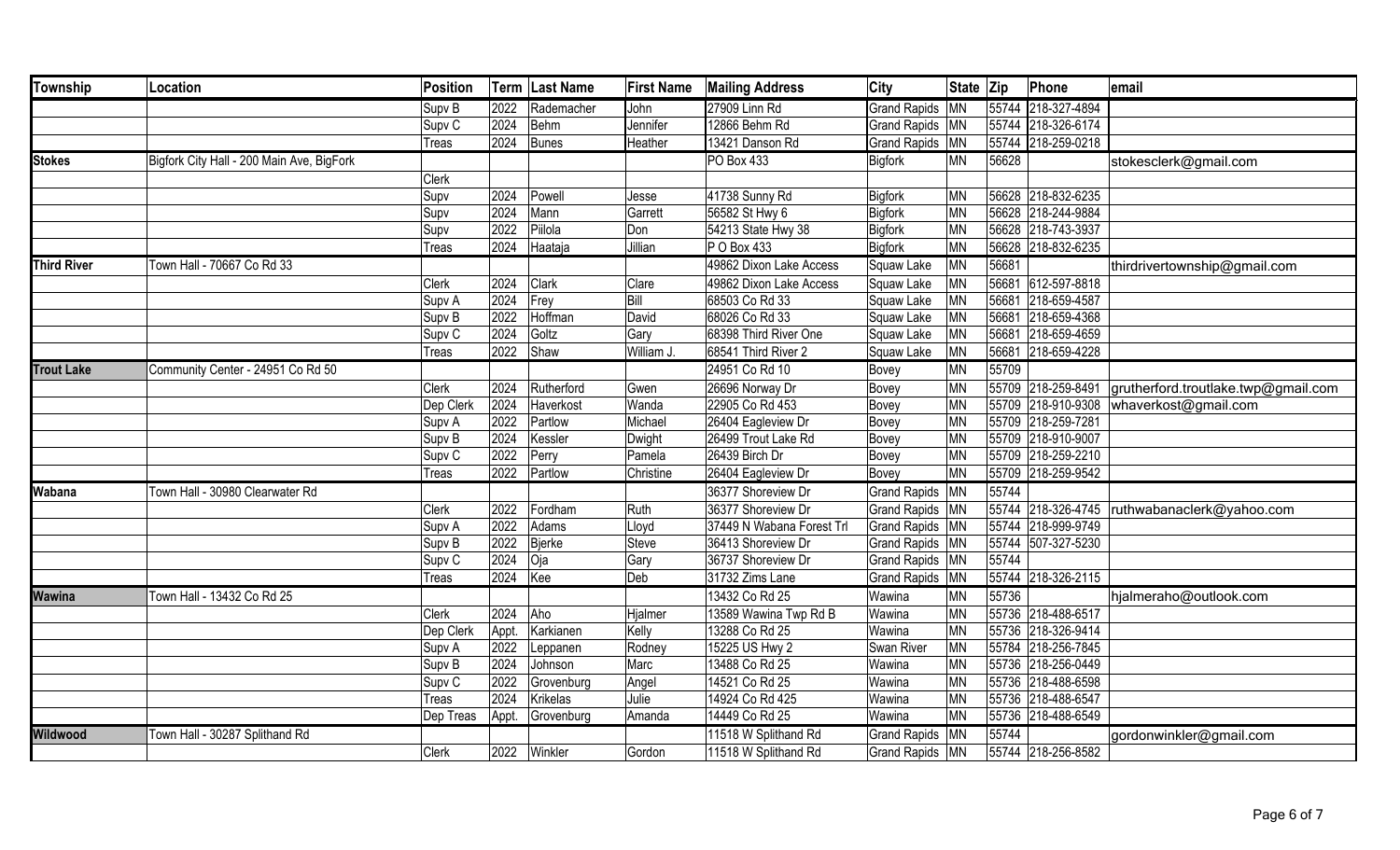| Township | Location | Position | Term | Last Name | First Name | Mailing Address | City | State | Zip | Phone | email |
|---|---|---|---|---|---|---|---|---|---|---|---|
| | | Supv B | 2022 | Rademacher | John | 27909 Linn Rd | Grand Rapids | MN | 55744 | 218-327-4894 | |
| | | Supv C | 2024 | Behm | Jennifer | 12866 Behm Rd | Grand Rapids | MN | 55744 | 218-326-6174 | |
| | | Treas | 2024 | Bunes | Heather | 13421 Danson Rd | Grand Rapids | MN | 55744 | 218-259-0218 | |
| **Stokes** | Bigfork City Hall - 200 Main Ave, BigFork | | | | | PO Box 433 | Bigfork | MN | 56628 | | stokesclerk@gmail.com |
| | | Clerk | | | | | | | | | |
| | | Supv | 2024 | Powell | Jesse | 41738 Sunny Rd | Bigfork | MN | 56628 | 218-832-6235 | |
| | | Supv | 2024 | Mann | Garrett | 56582 St Hwy 6 | Bigfork | MN | 56628 | 218-244-9884 | |
| | | Supv | 2022 | Piilola | Don | 54213 State Hwy 38 | Bigfork | MN | 56628 | 218-743-3937 | |
| | | Treas | 2024 | Haataja | Jillian | P O Box 433 | Bigfork | MN | 56628 | 218-832-6235 | |
| **Third River** | Town Hall - 70667 Co Rd 33 | | | | | 49862 Dixon Lake Access | Squaw Lake | MN | 56681 | | thirdrivertownship@gmail.com |
| | | Clerk | 2024 | Clark | Clare | 49862 Dixon Lake Access | Squaw Lake | MN | 56681 | 612-597-8818 | |
| | | Supv A | 2024 | Frey | Bill | 68503 Co Rd 33 | Squaw Lake | MN | 56681 | 218-659-4587 | |
| | | Supv B | 2022 | Hoffman | David | 68026 Co Rd 33 | Squaw Lake | MN | 56681 | 218-659-4368 | |
| | | Supv C | 2024 | Goltz | Gary | 68398 Third River One | Squaw Lake | MN | 56681 | 218-659-4659 | |
| | | Treas | 2022 | Shaw | William J. | 68541 Third River 2 | Squaw Lake | MN | 56681 | 218-659-4228 | |
| **Trout Lake** | Community Center - 24951 Co Rd 50 | | | | | 24951 Co Rd 10 | Bovey | MN | 55709 | | |
| | | Clerk | 2024 | Rutherford | Gwen | 26696 Norway Dr | Bovey | MN | 55709 | 218-259-8491 | grutherford.troutlake.twp@gmail.com |
| | | Dep Clerk | 2024 | Haverkost | Wanda | 22905 Co Rd 453 | Bovey | MN | 55709 | 218-910-9308 | whaverkost@gmail.com |
| | | Supv A | 2022 | Partlow | Michael | 26404 Eagleview Dr | Bovey | MN | 55709 | 218-259-7281 | |
| | | Supv B | 2024 | Kessler | Dwight | 26499 Trout Lake Rd | Bovey | MN | 55709 | 218-910-9007 | |
| | | Supv C | 2022 | Perry | Pamela | 26439 Birch Dr | Bovey | MN | 55709 | 218-259-2210 | |
| | | Treas | 2022 | Partlow | Christine | 26404 Eagleview Dr | Bovey | MN | 55709 | 218-259-9542 | |
| **Wabana** | Town Hall - 30980 Clearwater Rd | | | | | 36377 Shoreview Dr | Grand Rapids | MN | 55744 | | |
| | | Clerk | 2022 | Fordham | Ruth | 36377 Shoreview Dr | Grand Rapids | MN | 55744 | 218-326-4745 | ruthwabanaclerk@yahoo.com |
| | | Supv A | 2022 | Adams | Lloyd | 37449 N Wabana Forest Trl | Grand Rapids | MN | 55744 | 218-999-9749 | |
| | | Supv B | 2022 | Bjerke | Steve | 36413 Shoreview Dr | Grand Rapids | MN | 55744 | 507-327-5230 | |
| | | Supv C | 2024 | Oja | Gary | 36737 Shoreview Dr | Grand Rapids | MN | 55744 | | |
| | | Treas | 2024 | Kee | Deb | 31732 Zims Lane | Grand Rapids | MN | 55744 | 218-326-2115 | |
| **Wawina** | Town Hall - 13432 Co Rd 25 | | | | | 13432 Co Rd 25 | Wawina | MN | 55736 | | hjalmeraho@outlook.com |
| | | Clerk | 2024 | Aho | Hjalmer | 13589 Wawina Twp Rd B | Wawina | MN | 55736 | 218-488-6517 | |
| | | Dep Clerk | Appt. | Karkianen | Kelly | 13288 Co Rd 25 | Wawina | MN | 55736 | 218-326-9414 | |
| | | Supv A | 2022 | Leppanen | Rodney | 15225 US Hwy 2 | Swan River | MN | 55784 | 218-256-7845 | |
| | | Supv B | 2024 | Johnson | Marc | 13488 Co Rd 25 | Wawina | MN | 55736 | 218-256-0449 | |
| | | Supv C | 2022 | Grovenburg | Angel | 14521 Co Rd 25 | Wawina | MN | 55736 | 218-488-6598 | |
| | | Treas | 2024 | Krikelas | Julie | 14924 Co Rd 425 | Wawina | MN | 55736 | 218-488-6547 | |
| | | Dep Treas | Appt. | Grovenburg | Amanda | 14449 Co Rd 25 | Wawina | MN | 55736 | 218-488-6549 | |
| **Wildwood** | Town Hall - 30287 Splithand Rd | | | | | 11518 W Splithand Rd | Grand Rapids | MN | 55744 | | gordonwinkler@gmail.com |
| | | Clerk | 2022 | Winkler | Gordon | 11518 W Splithand Rd | Grand Rapids | MN | 55744 | 218-256-8582 | |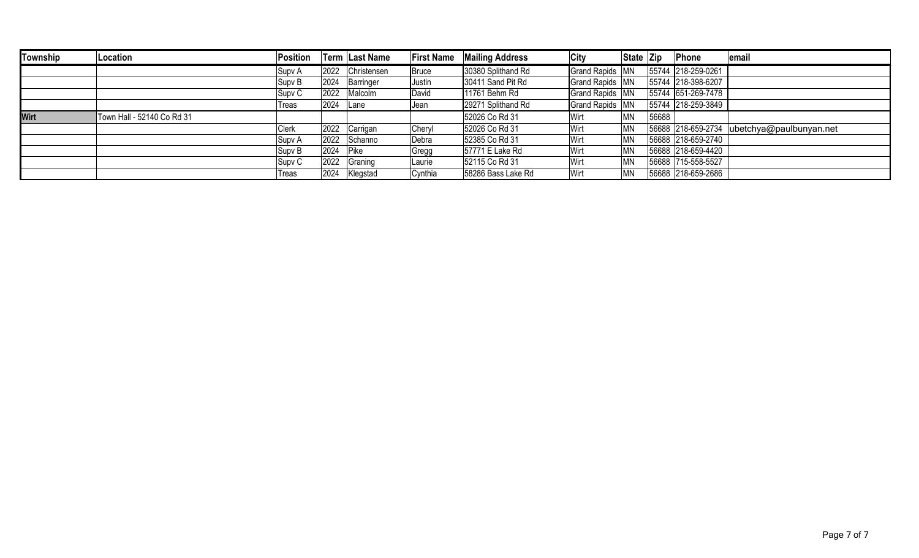| Township | Location | Position | Term | Last Name | First Name | Mailing Address | City | State | Zip | Phone | email |
|---|---|---|---|---|---|---|---|---|---|---|---|
| | | Supv A | 2022 | Christensen | Bruce | 30380 Splithand Rd | Grand Rapids | MN | 55744 | 218-259-0261 | |
| | | Supv B | 2024 | Barringer | Justin | 30411 Sand Pit Rd | Grand Rapids | MN | 55744 | 218-398-6207 | |
| | | Supv C | 2022 | Malcolm | David | 11761 Behm Rd | Grand Rapids | MN | 55744 | 651-269-7478 | |
| | | Treas | 2024 | Lane | Jean | 29271 Splithand Rd | Grand Rapids | MN | 55744 | 218-259-3849 | |
| **Wirt** | Town Hall - 52140 Co Rd 31 | | | | | 52026 Co Rd 31 | Wirt | MN | 56688 | | |
| | | Clerk | 2022 | Carrigan | Cheryl | 52026 Co Rd 31 | Wirt | MN | 56688 | 218-659-2734 | ubetchya@paulbunyan.net |
| | | Supv A | 2022 | Schanno | Debra | 52385 Co Rd 31 | Wirt | MN | 56688 | 218-659-2740 | |
| | | Supv B | 2024 | Pike | Gregg | 57771 E Lake Rd | Wirt | MN | 56688 | 218-659-4420 | |
| | | Supv C | 2022 | Graning | Laurie | 52115 Co Rd 31 | Wirt | MN | 56688 | 715-558-5527 | |
| | | Treas | 2024 | Klegstad | Cynthia | 58286 Bass Lake Rd | Wirt | MN | 56688 | 218-659-2686 | |